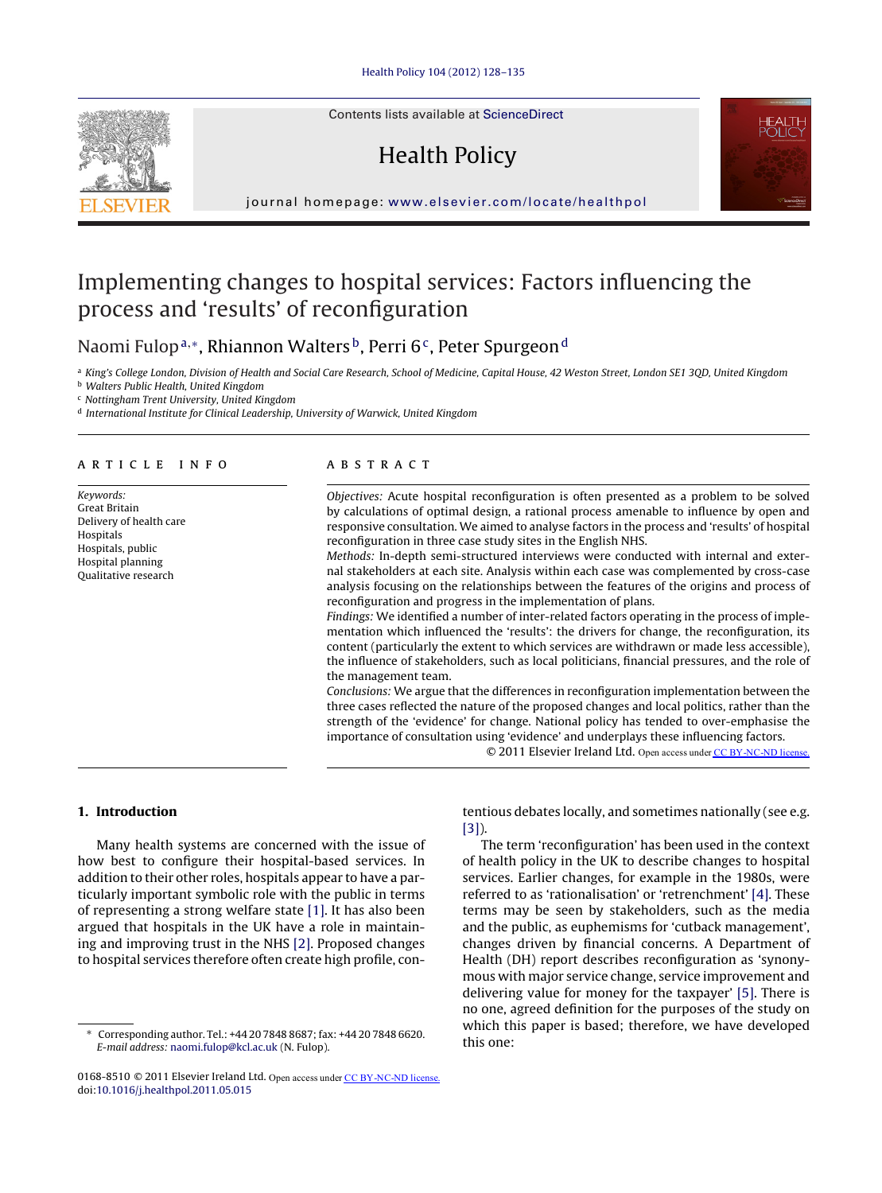# Implementing changes to hospital services: Factors influencing the process and 'results' of reconfiguration

Naomi Fulop[a,*], Rhiannon Walters[b], Perri 6[c], Peter Spurgeon[d]

[a] King's College London, Division of Health and Social Care Research, School of Medicine, Capital House, 42 Weston Street, London SE1 3QD, United Kingdom
[b] Walters Public Health, United Kingdom
[c] Nottingham Trent University, United Kingdom
[d] International Institute for Clinical Leadership, University of Warwick, United Kingdom

## ARTICLE INFO

*Keywords:*
Great Britain
Delivery of health care
Hospitals
Hospitals, public
Hospital planning
Qualitative research

## ABSTRACT

*Objectives:* Acute hospital reconfiguration is often presented as a problem to be solved by calculations of optimal design, a rational process amenable to influence by open and responsive consultation. We aimed to analyse factors in the process and 'results' of hospital reconfiguration in three case study sites in the English NHS.

*Methods:* In-depth semi-structured interviews were conducted with internal and external stakeholders at each site. Analysis within each case was complemented by cross-case analysis focusing on the relationships between the features of the origins and process of reconfiguration and progress in the implementation of plans.

*Findings:* We identified a number of inter-related factors operating in the process of implementation which influenced the 'results': the drivers for change, the reconfiguration, its content (particularly the extent to which services are withdrawn or made less accessible), the influence of stakeholders, such as local politicians, financial pressures, and the role of the management team.

*Conclusions:* We argue that the differences in reconfiguration implementation between the three cases reflected the nature of the proposed changes and local politics, rather than the strength of the 'evidence' for change. National policy has tended to over-emphasise the importance of consultation using 'evidence' and underplays these influencing factors.

© 2011 Elsevier Ireland Ltd. Open access under CC BY-NC-ND license.

## 1. Introduction

Many health systems are concerned with the issue of how best to configure their hospital-based services. In addition to their other roles, hospitals appear to have a particularly important symbolic role with the public in terms of representing a strong welfare state [1]. It has also been argued that hospitals in the UK have a role in maintaining and improving trust in the NHS [2]. Proposed changes to hospital services therefore often create high profile, contentious debates locally, and sometimes nationally (see e.g. [3]).

The term 'reconfiguration' has been used in the context of health policy in the UK to describe changes to hospital services. Earlier changes, for example in the 1980s, were referred to as 'rationalisation' or 'retrenchment' [4]. These terms may be seen by stakeholders, such as the media and the public, as euphemisms for 'cutback management', changes driven by financial concerns. A Department of Health (DH) report describes reconfiguration as 'synonymous with major service change, service improvement and delivering value for money for the taxpayer' [5]. There is no one, agreed definition for the purposes of the study on which this paper is based; therefore, we have developed this one:

* Corresponding author. Tel.: +44 20 7848 8687; fax: +44 20 7848 6620.
*E-mail address:* naomi.fulop@kcl.ac.uk (N. Fulop).

0168-8510 © 2011 Elsevier Ireland Ltd. Open access under CC BY-NC-ND license.
doi:10.1016/j.healthpol.2011.05.015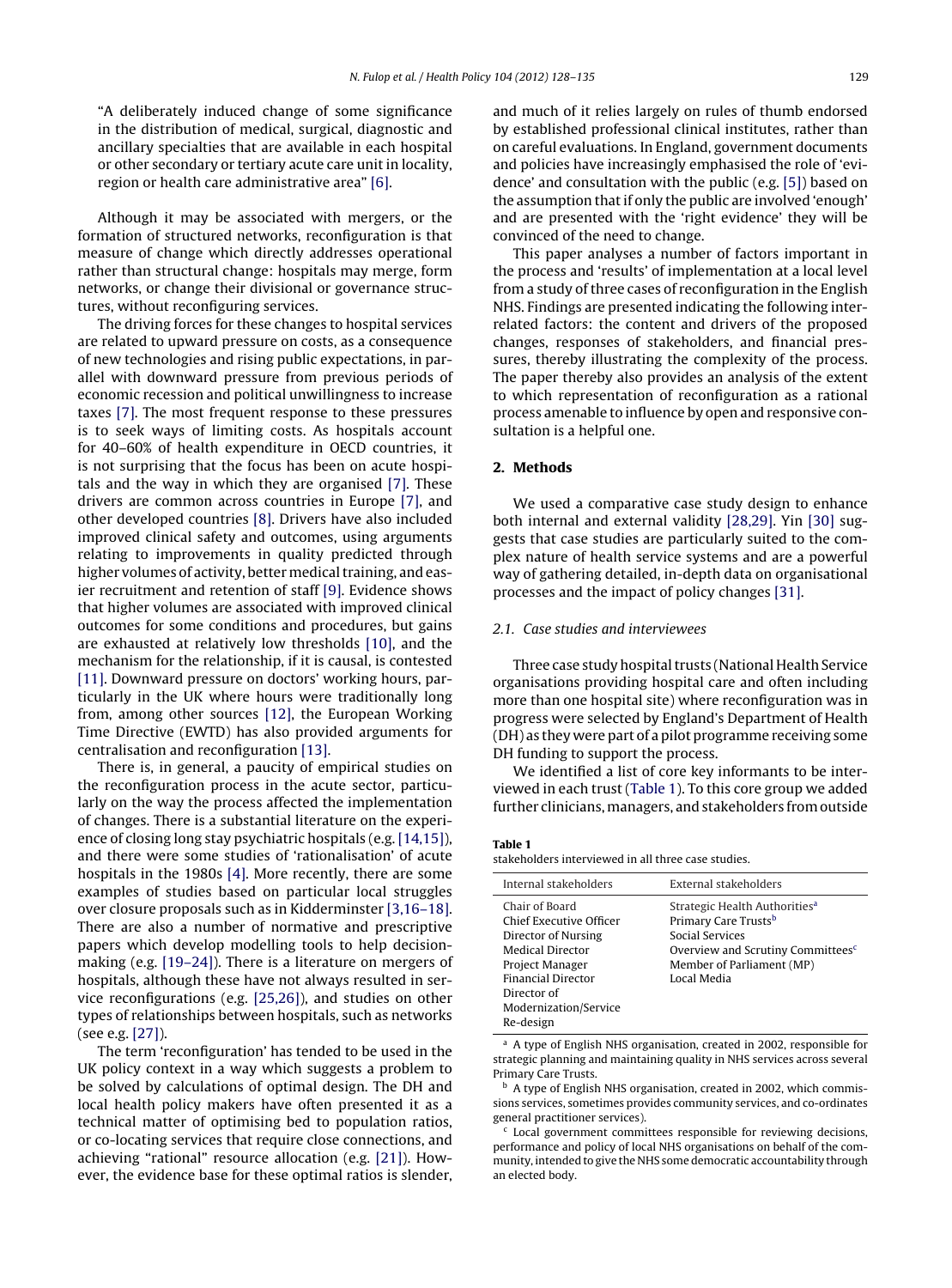"A deliberately induced change of some significance in the distribution of medical, surgical, diagnostic and ancillary specialties that are available in each hospital or other secondary or tertiary acute care unit in locality, region or health care administrative area" [6].

Although it may be associated with mergers, or the formation of structured networks, reconfiguration is that measure of change which directly addresses operational rather than structural change: hospitals may merge, form networks, or change their divisional or governance structures, without reconfiguring services.

The driving forces for these changes to hospital services are related to upward pressure on costs, as a consequence of new technologies and rising public expectations, in parallel with downward pressure from previous periods of economic recession and political unwillingness to increase taxes [7]. The most frequent response to these pressures is to seek ways of limiting costs. As hospitals account for 40–60% of health expenditure in OECD countries, it is not surprising that the focus has been on acute hospitals and the way in which they are organised [7]. These drivers are common across countries in Europe [7], and other developed countries [8]. Drivers have also included improved clinical safety and outcomes, using arguments relating to improvements in quality predicted through higher volumes of activity, better medical training, and easier recruitment and retention of staff [9]. Evidence shows that higher volumes are associated with improved clinical outcomes for some conditions and procedures, but gains are exhausted at relatively low thresholds [10], and the mechanism for the relationship, if it is causal, is contested [11]. Downward pressure on doctors' working hours, particularly in the UK where hours were traditionally long from, among other sources [12], the European Working Time Directive (EWTD) has also provided arguments for centralisation and reconfiguration [13].

There is, in general, a paucity of empirical studies on the reconfiguration process in the acute sector, particularly on the way the process affected the implementation of changes. There is a substantial literature on the experience of closing long stay psychiatric hospitals (e.g. [14,15]), and there were some studies of 'rationalisation' of acute hospitals in the 1980s [4]. More recently, there are some examples of studies based on particular local struggles over closure proposals such as in Kidderminster [3,16–18]. There are also a number of normative and prescriptive papers which develop modelling tools to help decision-making (e.g. [19–24]). There is a literature on mergers of hospitals, although these have not always resulted in service reconfigurations (e.g. [25,26]), and studies on other types of relationships between hospitals, such as networks (see e.g. [27]).

The term 'reconfiguration' has tended to be used in the UK policy context in a way which suggests a problem to be solved by calculations of optimal design. The DH and local health policy makers have often presented it as a technical matter of optimising bed to population ratios, or co-locating services that require close connections, and achieving "rational" resource allocation (e.g. [21]). However, the evidence base for these optimal ratios is slender, and much of it relies largely on rules of thumb endorsed by established professional clinical institutes, rather than on careful evaluations. In England, government documents and policies have increasingly emphasised the role of 'evidence' and consultation with the public (e.g. [5]) based on the assumption that if only the public are involved 'enough' and are presented with the 'right evidence' they will be convinced of the need to change.

This paper analyses a number of factors important in the process and 'results' of implementation at a local level from a study of three cases of reconfiguration in the English NHS. Findings are presented indicating the following inter-related factors: the content and drivers of the proposed changes, responses of stakeholders, and financial pressures, thereby illustrating the complexity of the process. The paper thereby also provides an analysis of the extent to which representation of reconfiguration as a rational process amenable to influence by open and responsive consultation is a helpful one.

## 2. Methods

We used a comparative case study design to enhance both internal and external validity [28,29]. Yin [30] suggests that case studies are particularly suited to the complex nature of health service systems and are a powerful way of gathering detailed, in-depth data on organisational processes and the impact of policy changes [31].

### 2.1. Case studies and interviewees

Three case study hospital trusts (National Health Service organisations providing hospital care and often including more than one hospital site) where reconfiguration was in progress were selected by England's Department of Health (DH) as they were part of a pilot programme receiving some DH funding to support the process.

We identified a list of core key informants to be interviewed in each trust (Table 1). To this core group we added further clinicians, managers, and stakeholders from outside

**Table 1**
stakeholders interviewed in all three case studies.

| Internal stakeholders | External stakeholders |
|---|---|
| Chair of Board | Strategic Health Authorities[a] |
| Chief Executive Officer | Primary Care Trusts[b] |
| Director of Nursing | Social Services |
| Medical Director | Overview and Scrutiny Committees[c] |
| Project Manager | Member of Parliament (MP) |
| Financial Director | Local Media |
| Director of Modernization/Service Re-design | |

[a] A type of English NHS organisation, created in 2002, responsible for strategic planning and maintaining quality in NHS services across several Primary Care Trusts.

[b] A type of English NHS organisation, created in 2002, which commissions services, sometimes provides community services, and co-ordinates general practitioner services).

[c] Local government committees responsible for reviewing decisions, performance and policy of local NHS organisations on behalf of the community, intended to give the NHS some democratic accountability through an elected body.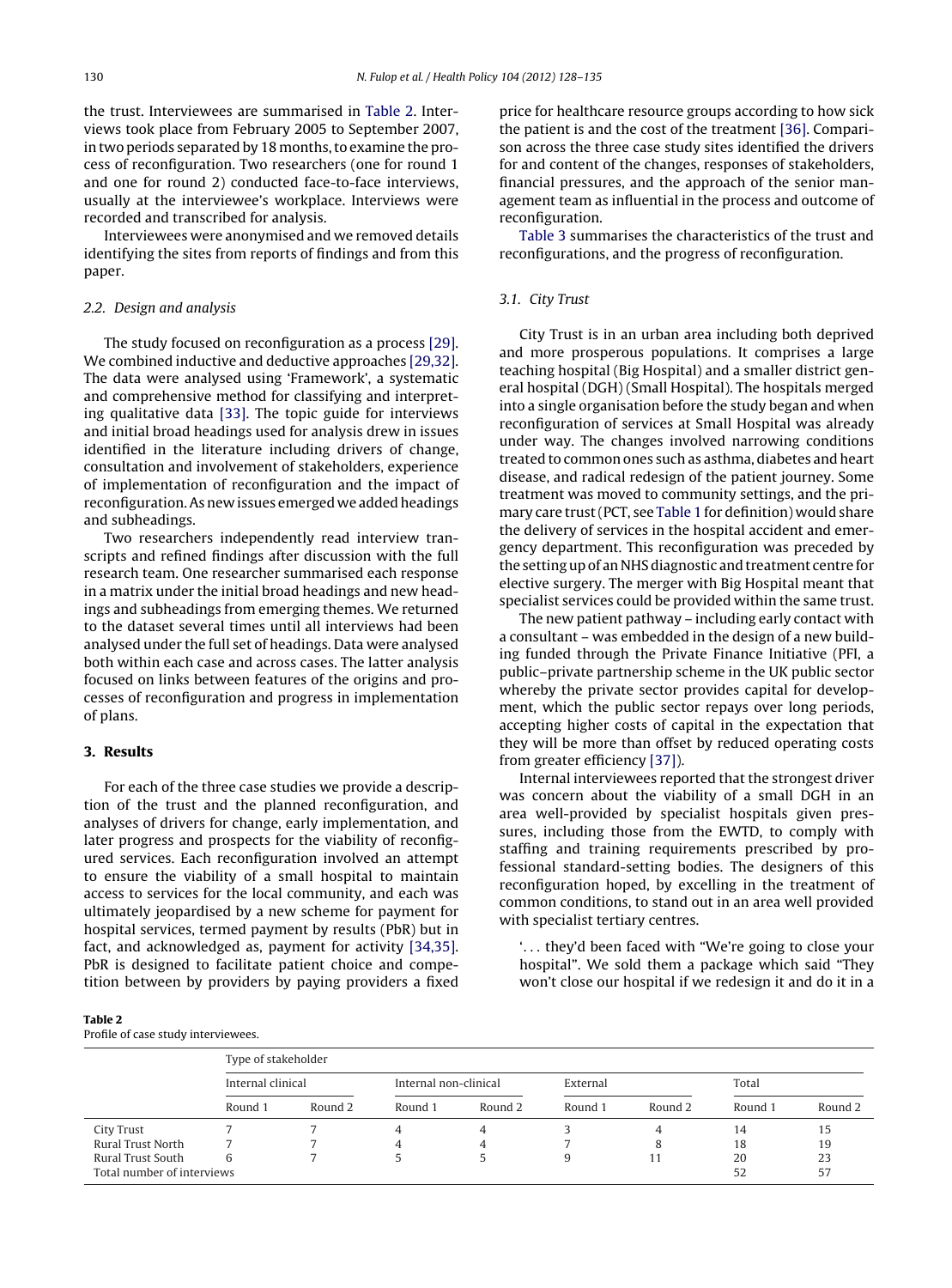the trust. Interviewees are summarised in Table 2. Interviews took place from February 2005 to September 2007, in two periods separated by 18 months, to examine the process of reconfiguration. Two researchers (one for round 1 and one for round 2) conducted face-to-face interviews, usually at the interviewee's workplace. Interviews were recorded and transcribed for analysis.

Interviewees were anonymised and we removed details identifying the sites from reports of findings and from this paper.

### 2.2. Design and analysis

The study focused on reconfiguration as a process [29]. We combined inductive and deductive approaches [29,32]. The data were analysed using 'Framework', a systematic and comprehensive method for classifying and interpreting qualitative data [33]. The topic guide for interviews and initial broad headings used for analysis drew in issues identified in the literature including drivers of change, consultation and involvement of stakeholders, experience of implementation of reconfiguration and the impact of reconfiguration. As new issues emerged we added headings and subheadings.

Two researchers independently read interview transcripts and refined findings after discussion with the full research team. One researcher summarised each response in a matrix under the initial broad headings and new headings and subheadings from emerging themes. We returned to the dataset several times until all interviews had been analysed under the full set of headings. Data were analysed both within each case and across cases. The latter analysis focused on links between features of the origins and processes of reconfiguration and progress in implementation of plans.

## 3. Results

For each of the three case studies we provide a description of the trust and the planned reconfiguration, and analyses of drivers for change, early implementation, and later progress and prospects for the viability of reconfigured services. Each reconfiguration involved an attempt to ensure the viability of a small hospital to maintain access to services for the local community, and each was ultimately jeopardised by a new scheme for payment for hospital services, termed payment by results (PbR) but in fact, and acknowledged as, payment for activity [34,35]. PbR is designed to facilitate patient choice and competition between by providers by paying providers a fixed price for healthcare resource groups according to how sick the patient is and the cost of the treatment [36]. Comparison across the three case study sites identified the drivers for and content of the changes, responses of stakeholders, financial pressures, and the approach of the senior management team as influential in the process and outcome of reconfiguration.

Table 3 summarises the characteristics of the trust and reconfigurations, and the progress of reconfiguration.

### 3.1. City Trust

City Trust is in an urban area including both deprived and more prosperous populations. It comprises a large teaching hospital (Big Hospital) and a smaller district general hospital (DGH) (Small Hospital). The hospitals merged into a single organisation before the study began and when reconfiguration of services at Small Hospital was already under way. The changes involved narrowing conditions treated to common ones such as asthma, diabetes and heart disease, and radical redesign of the patient journey. Some treatment was moved to community settings, and the primary care trust (PCT, see Table 1 for definition) would share the delivery of services in the hospital accident and emergency department. This reconfiguration was preceded by the setting up of an NHS diagnostic and treatment centre for elective surgery. The merger with Big Hospital meant that specialist services could be provided within the same trust.

The new patient pathway – including early contact with a consultant – was embedded in the design of a new building funded through the Private Finance Initiative (PFI, a public–private partnership scheme in the UK public sector whereby the private sector provides capital for development, which the public sector repays over long periods, accepting higher costs of capital in the expectation that they will be more than offset by reduced operating costs from greater efficiency [37]).

Internal interviewees reported that the strongest driver was concern about the viability of a small DGH in an area well-provided by specialist hospitals given pressures, including those from the EWTD, to comply with staffing and training requirements prescribed by professional standard-setting bodies. The designers of this reconfiguration hoped, by excelling in the treatment of common conditions, to stand out in an area well provided with specialist tertiary centres.

> '... they'd been faced with "We're going to close your hospital". We sold them a package which said "They won't close our hospital if we redesign it and do it in a

**Table 2**
Profile of case study interviewees.

| | Type of stakeholder | | | | | | | |
|---|---|---|---|---|---|---|---|---|
| | Internal clinical | | Internal non-clinical | | External | | Total | |
| | Round 1 | Round 2 | Round 1 | Round 2 | Round 1 | Round 2 | Round 1 | Round 2 |
| City Trust | 7 | 7 | 4 | 4 | 3 | 4 | 14 | 15 |
| Rural Trust North | 7 | 7 | 4 | 4 | 7 | 8 | 18 | 19 |
| Rural Trust South | 6 | 7 | 5 | 5 | 9 | 11 | 20 | 23 |
| Total number of interviews | | | | | | | 52 | 57 |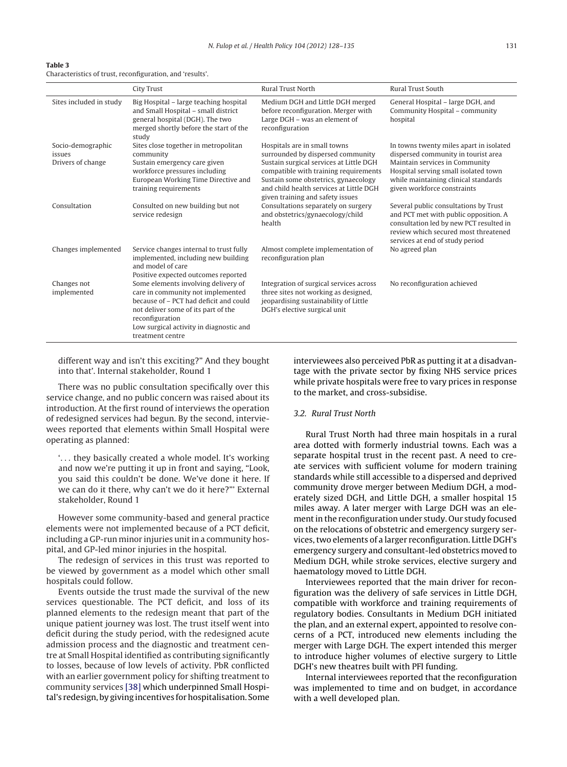**Table 3**
Characteristics of trust, reconfiguration, and 'results'.

| | City Trust | Rural Trust North | Rural Trust South |
|---|---|---|---|
| Sites included in study | Big Hospital – large teaching hospital and Small Hospital – small district general hospital (DGH). The two merged shortly before the start of the study | Medium DGH and Little DGH merged before reconfiguration. Merger with Large DGH – was an element of reconfiguration | General Hospital – large DGH, and Community Hospital – community hospital |
| Socio-demographic issues | Sites close together in metropolitan community | Hospitals are in small towns surrounded by dispersed community | In towns twenty miles apart in isolated dispersed community in tourist area |
| Drivers of change | Sustain emergency care given workforce pressures including European Working Time Directive and training requirements | Sustain surgical services at Little DGH compatible with training requirements Sustain some obstetrics, gynaecology and child health services at Little DGH given training and safety issues | Maintain services in Community Hospital serving small isolated town while maintaining clinical standards given workforce constraints |
| Consultation | Consulted on new building but not service redesign | Consultations separately on surgery and obstetrics/gynaecology/child health | Several public consultations by Trust and PCT met with public opposition. A consultation led by new PCT resulted in review which secured most threatened services at end of study period |
| Changes implemented | Service changes internal to trust fully implemented, including new building and model of care Positive expected outcomes reported | Almost complete implementation of reconfiguration plan | No agreed plan |
| Changes not implemented | Some elements involving delivery of care in community not implemented because of – PCT had deficit and could not deliver some of its part of the reconfiguration Low surgical activity in diagnostic and treatment centre | Integration of surgical services across three sites not working as designed, jeopardising sustainability of Little DGH's elective surgical unit | No reconfiguration achieved |

different way and isn't this exciting?" And they bought into that'. Internal stakeholder, Round 1

There was no public consultation specifically over this service change, and no public concern was raised about its introduction. At the first round of interviews the operation of redesigned services had begun. By the second, interviewees reported that elements within Small Hospital were operating as planned:

> '. . . they basically created a whole model. It's working and now we're putting it up in front and saying, "Look, you said this couldn't be done. We've done it here. If we can do it there, why can't we do it here?"' External stakeholder, Round 1

However some community-based and general practice elements were not implemented because of a PCT deficit, including a GP-run minor injuries unit in a community hospital, and GP-led minor injuries in the hospital.

The redesign of services in this trust was reported to be viewed by government as a model which other small hospitals could follow.

Events outside the trust made the survival of the new services questionable. The PCT deficit, and loss of its planned elements to the redesign meant that part of the unique patient journey was lost. The trust itself went into deficit during the study period, with the redesigned acute admission process and the diagnostic and treatment centre at Small Hospital identified as contributing significantly to losses, because of low levels of activity. PbR conflicted with an earlier government policy for shifting treatment to community services [38] which underpinned Small Hospital's redesign, by giving incentives for hospitalisation. Some interviewees also perceived PbR as putting it at a disadvantage with the private sector by fixing NHS service prices while private hospitals were free to vary prices in response to the market, and cross-subsidise.

### 3.2. Rural Trust North

Rural Trust North had three main hospitals in a rural area dotted with formerly industrial towns. Each was a separate hospital trust in the recent past. A need to create services with sufficient volume for modern training standards while still accessible to a dispersed and deprived community drove merger between Medium DGH, a moderately sized DGH, and Little DGH, a smaller hospital 15 miles away. A later merger with Large DGH was an element in the reconfiguration under study. Our study focused on the relocations of obstetric and emergency surgery services, two elements of a larger reconfiguration. Little DGH's emergency surgery and consultant-led obstetrics moved to Medium DGH, while stroke services, elective surgery and haematology moved to Little DGH.

Interviewees reported that the main driver for reconfiguration was the delivery of safe services in Little DGH, compatible with workforce and training requirements of regulatory bodies. Consultants in Medium DGH initiated the plan, and an external expert, appointed to resolve concerns of a PCT, introduced new elements including the merger with Large DGH. The expert intended this merger to introduce higher volumes of elective surgery to Little DGH's new theatres built with PFI funding.

Internal interviewees reported that the reconfiguration was implemented to time and on budget, in accordance with a well developed plan.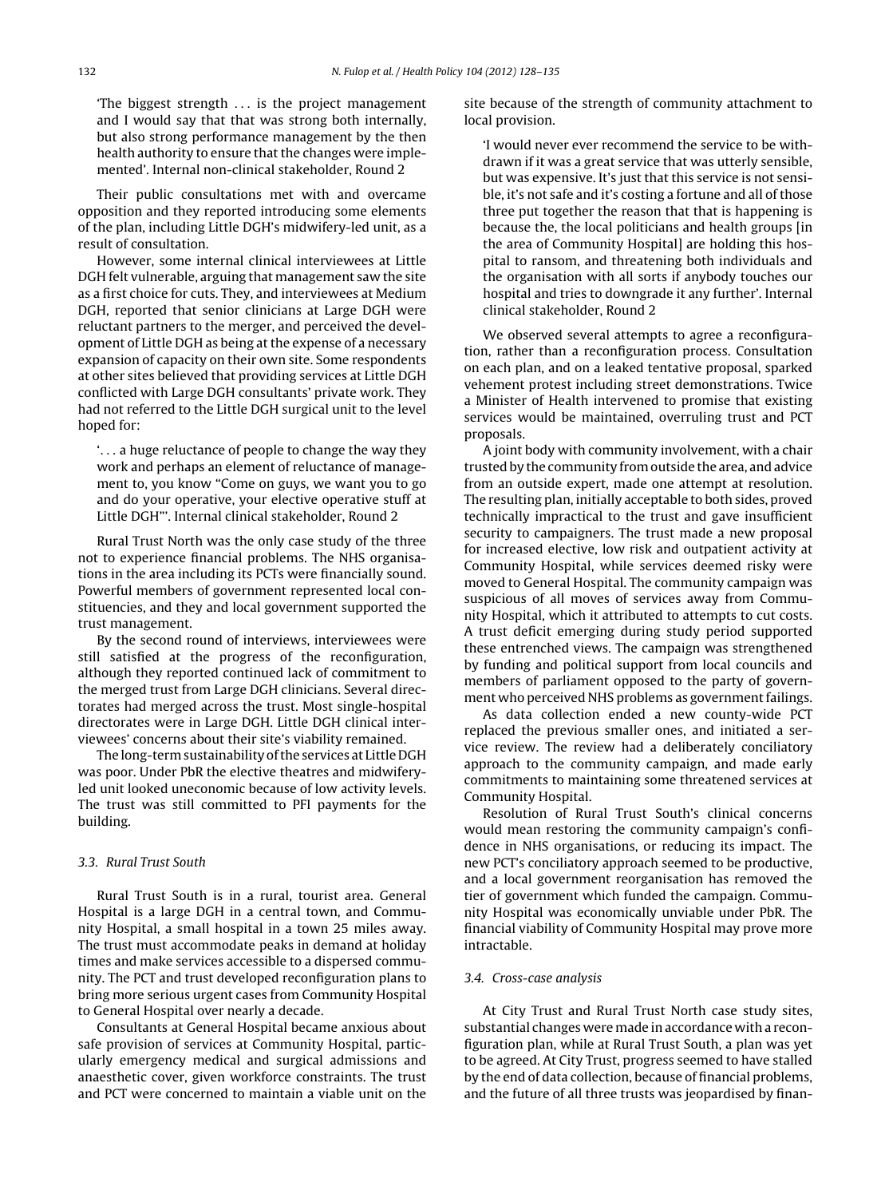'The biggest strength ... is the project management and I would say that that was strong both internally, but also strong performance management by the then health authority to ensure that the changes were implemented'. Internal non-clinical stakeholder, Round 2

Their public consultations met with and overcame opposition and they reported introducing some elements of the plan, including Little DGH's midwifery-led unit, as a result of consultation.

However, some internal clinical interviewees at Little DGH felt vulnerable, arguing that management saw the site as a first choice for cuts. They, and interviewees at Medium DGH, reported that senior clinicians at Large DGH were reluctant partners to the merger, and perceived the development of Little DGH as being at the expense of a necessary expansion of capacity on their own site. Some respondents at other sites believed that providing services at Little DGH conflicted with Large DGH consultants' private work. They had not referred to the Little DGH surgical unit to the level hoped for:

'... a huge reluctance of people to change the way they work and perhaps an element of reluctance of management to, you know "Come on guys, we want you to go and do your operative, your elective operative stuff at Little DGH"'. Internal clinical stakeholder, Round 2

Rural Trust North was the only case study of the three not to experience financial problems. The NHS organisations in the area including its PCTs were financially sound. Powerful members of government represented local constituencies, and they and local government supported the trust management.

By the second round of interviews, interviewees were still satisfied at the progress of the reconfiguration, although they reported continued lack of commitment to the merged trust from Large DGH clinicians. Several directorates had merged across the trust. Most single-hospital directorates were in Large DGH. Little DGH clinical interviewees' concerns about their site's viability remained.

The long-term sustainability of the services at Little DGH was poor. Under PbR the elective theatres and midwifery-led unit looked uneconomic because of low activity levels. The trust was still committed to PFI payments for the building.

### 3.3. Rural Trust South

Rural Trust South is in a rural, tourist area. General Hospital is a large DGH in a central town, and Community Hospital, a small hospital in a town 25 miles away. The trust must accommodate peaks in demand at holiday times and make services accessible to a dispersed community. The PCT and trust developed reconfiguration plans to bring more serious urgent cases from Community Hospital to General Hospital over nearly a decade.

Consultants at General Hospital became anxious about safe provision of services at Community Hospital, particularly emergency medical and surgical admissions and anaesthetic cover, given workforce constraints. The trust and PCT were concerned to maintain a viable unit on the site because of the strength of community attachment to local provision.

'I would never ever recommend the service to be withdrawn if it was a great service that was utterly sensible, but was expensive. It's just that this service is not sensible, it's not safe and it's costing a fortune and all of those three put together the reason that that is happening is because the, the local politicians and health groups [in the area of Community Hospital] are holding this hospital to ransom, and threatening both individuals and the organisation with all sorts if anybody touches our hospital and tries to downgrade it any further'. Internal clinical stakeholder, Round 2

We observed several attempts to agree a reconfiguration, rather than a reconfiguration process. Consultation on each plan, and on a leaked tentative proposal, sparked vehement protest including street demonstrations. Twice a Minister of Health intervened to promise that existing services would be maintained, overruling trust and PCT proposals.

A joint body with community involvement, with a chair trusted by the community from outside the area, and advice from an outside expert, made one attempt at resolution. The resulting plan, initially acceptable to both sides, proved technically impractical to the trust and gave insufficient security to campaigners. The trust made a new proposal for increased elective, low risk and outpatient activity at Community Hospital, while services deemed risky were moved to General Hospital. The community campaign was suspicious of all moves of services away from Community Hospital, which it attributed to attempts to cut costs. A trust deficit emerging during study period supported these entrenched views. The campaign was strengthened by funding and political support from local councils and members of parliament opposed to the party of government who perceived NHS problems as government failings.

As data collection ended a new county-wide PCT replaced the previous smaller ones, and initiated a service review. The review had a deliberately conciliatory approach to the community campaign, and made early commitments to maintaining some threatened services at Community Hospital.

Resolution of Rural Trust South's clinical concerns would mean restoring the community campaign's confidence in NHS organisations, or reducing its impact. The new PCT's conciliatory approach seemed to be productive, and a local government reorganisation has removed the tier of government which funded the campaign. Community Hospital was economically unviable under PbR. The financial viability of Community Hospital may prove more intractable.

### 3.4. Cross-case analysis

At City Trust and Rural Trust North case study sites, substantial changes were made in accordance with a reconfiguration plan, while at Rural Trust South, a plan was yet to be agreed. At City Trust, progress seemed to have stalled by the end of data collection, because of financial problems, and the future of all three trusts was jeopardised by finan-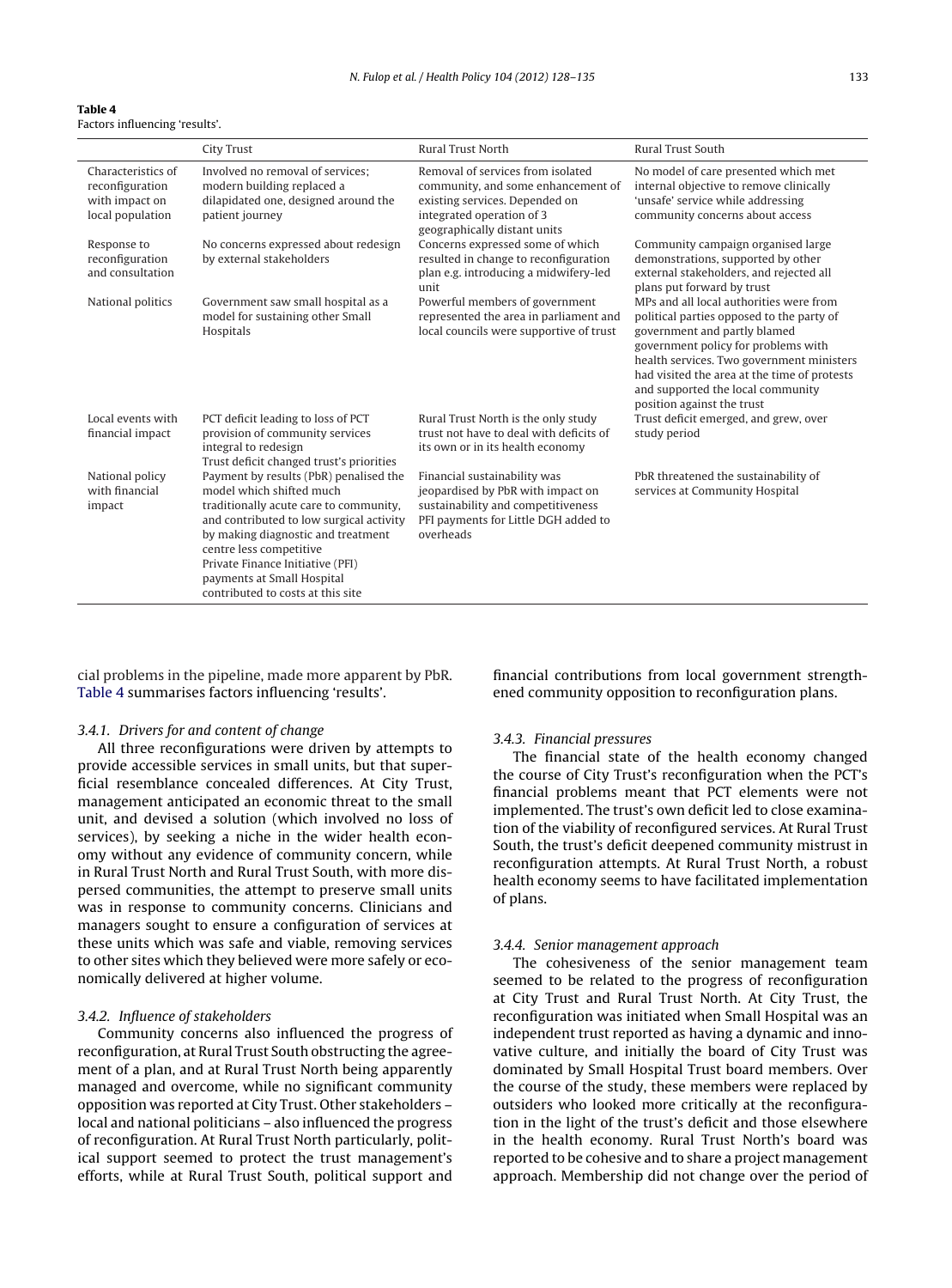**Table 4**
Factors influencing 'results'.

| | City Trust | Rural Trust North | Rural Trust South |
|---|---|---|---|
| Characteristics of reconfiguration with impact on local population | Involved no removal of services; modern building replaced a dilapidated one, designed around the patient journey | Removal of services from isolated community, and some enhancement of existing services. Depended on integrated operation of 3 geographically distant units | No model of care presented which met internal objective to remove clinically 'unsafe' service while addressing community concerns about access |
| Response to reconfiguration and consultation | No concerns expressed about redesign by external stakeholders | Concerns expressed some of which resulted in change to reconfiguration plan e.g. introducing a midwifery-led unit | Community campaign organised large demonstrations, supported by other external stakeholders, and rejected all plans put forward by trust |
| National politics | Government saw small hospital as a model for sustaining other Small Hospitals | Powerful members of government represented the area in parliament and local councils were supportive of trust | MPs and all local authorities were from political parties opposed to the party of government and partly blamed government policy for problems with health services. Two government ministers had visited the area at the time of protests and supported the local community position against the trust |
| Local events with financial impact | PCT deficit leading to loss of PCT provision of community services integral to redesign<br>Trust deficit changed trust's priorities | Rural Trust North is the only study trust not have to deal with deficits of its own or in its health economy | Trust deficit emerged, and grew, over study period |
| National policy with financial impact | Payment by results (PbR) penalised the model which shifted much traditionally acute care to community, and contributed to low surgical activity by making diagnostic and treatment centre less competitive<br>Private Finance Initiative (PFI) payments at Small Hospital contributed to costs at this site | Financial sustainability was jeopardised by PbR with impact on sustainability and competitiveness<br>PFI payments for Little DGH added to overheads | PbR threatened the sustainability of services at Community Hospital |

cial problems in the pipeline, made more apparent by PbR. Table 4 summarises factors influencing 'results'.

#### 3.4.1. Drivers for and content of change

All three reconfigurations were driven by attempts to provide accessible services in small units, but that superficial resemblance concealed differences. At City Trust, management anticipated an economic threat to the small unit, and devised a solution (which involved no loss of services), by seeking a niche in the wider health economy without any evidence of community concern, while in Rural Trust North and Rural Trust South, with more dispersed communities, the attempt to preserve small units was in response to community concerns. Clinicians and managers sought to ensure a configuration of services at these units which was safe and viable, removing services to other sites which they believed were more safely or economically delivered at higher volume.

#### 3.4.2. Influence of stakeholders

Community concerns also influenced the progress of reconfiguration, at Rural Trust South obstructing the agreement of a plan, and at Rural Trust North being apparently managed and overcome, while no significant community opposition was reported at City Trust. Other stakeholders – local and national politicians – also influenced the progress of reconfiguration. At Rural Trust North particularly, political support seemed to protect the trust management's efforts, while at Rural Trust South, political support and financial contributions from local government strengthened community opposition to reconfiguration plans.

#### 3.4.3. Financial pressures

The financial state of the health economy changed the course of City Trust's reconfiguration when the PCT's financial problems meant that PCT elements were not implemented. The trust's own deficit led to close examination of the viability of reconfigured services. At Rural Trust South, the trust's deficit deepened community mistrust in reconfiguration attempts. At Rural Trust North, a robust health economy seems to have facilitated implementation of plans.

#### 3.4.4. Senior management approach

The cohesiveness of the senior management team seemed to be related to the progress of reconfiguration at City Trust and Rural Trust North. At City Trust, the reconfiguration was initiated when Small Hospital was an independent trust reported as having a dynamic and innovative culture, and initially the board of City Trust was dominated by Small Hospital Trust board members. Over the course of the study, these members were replaced by outsiders who looked more critically at the reconfiguration in the light of the trust's deficit and those elsewhere in the health economy. Rural Trust North's board was reported to be cohesive and to share a project management approach. Membership did not change over the period of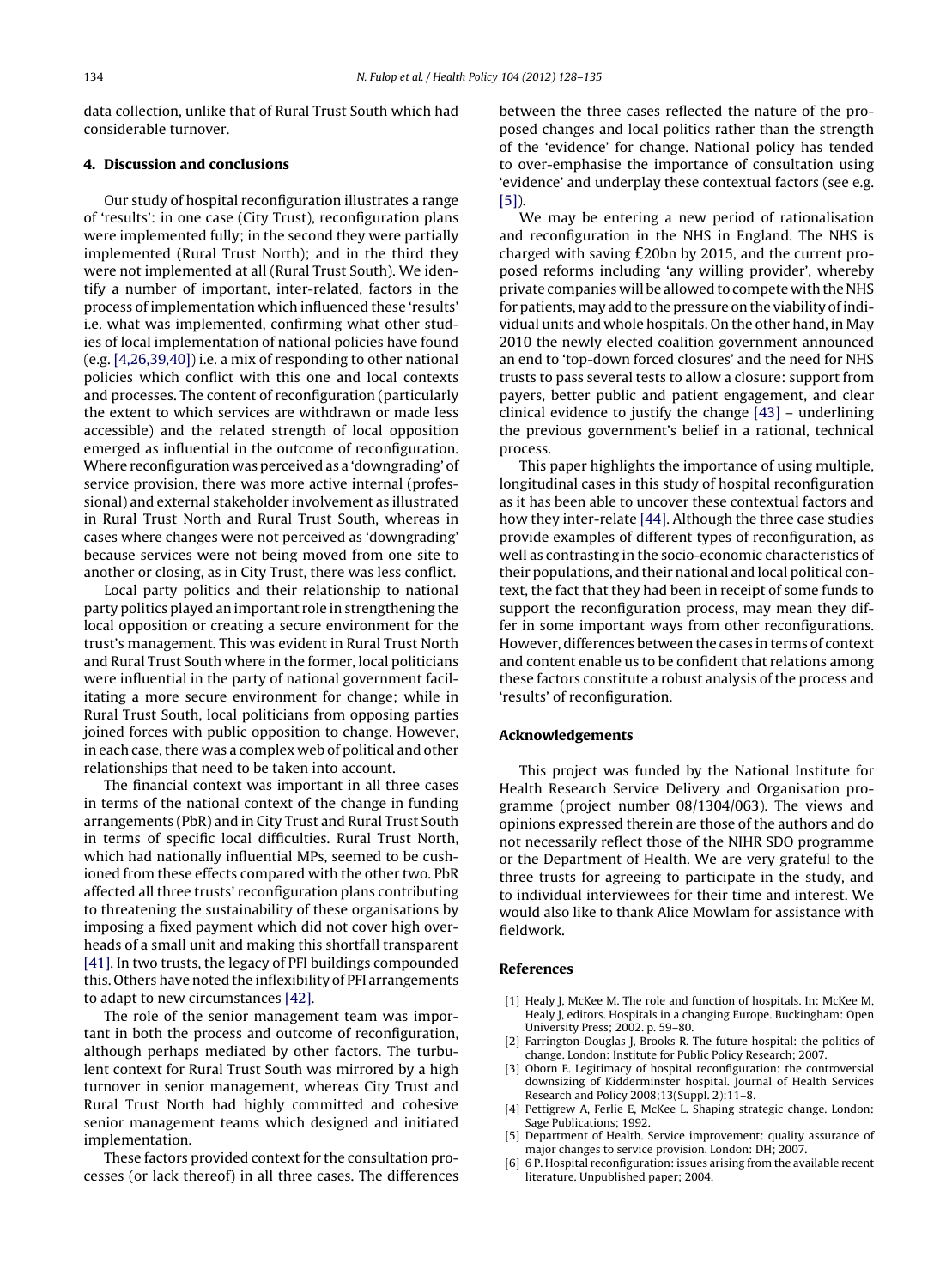data collection, unlike that of Rural Trust South which had considerable turnover.

## 4. Discussion and conclusions

Our study of hospital reconfiguration illustrates a range of 'results': in one case (City Trust), reconfiguration plans were implemented fully; in the second they were partially implemented (Rural Trust North); and in the third they were not implemented at all (Rural Trust South). We identify a number of important, inter-related, factors in the process of implementation which influenced these 'results' i.e. what was implemented, confirming what other studies of local implementation of national policies have found (e.g. [4,26,39,40]) i.e. a mix of responding to other national policies which conflict with this one and local contexts and processes. The content of reconfiguration (particularly the extent to which services are withdrawn or made less accessible) and the related strength of local opposition emerged as influential in the outcome of reconfiguration. Where reconfiguration was perceived as a 'downgrading' of service provision, there was more active internal (professional) and external stakeholder involvement as illustrated in Rural Trust North and Rural Trust South, whereas in cases where changes were not perceived as 'downgrading' because services were not being moved from one site to another or closing, as in City Trust, there was less conflict.

Local party politics and their relationship to national party politics played an important role in strengthening the local opposition or creating a secure environment for the trust's management. This was evident in Rural Trust North and Rural Trust South where in the former, local politicians were influential in the party of national government facilitating a more secure environment for change; while in Rural Trust South, local politicians from opposing parties joined forces with public opposition to change. However, in each case, there was a complex web of political and other relationships that need to be taken into account.

The financial context was important in all three cases in terms of the national context of the change in funding arrangements (PbR) and in City Trust and Rural Trust South in terms of specific local difficulties. Rural Trust North, which had nationally influential MPs, seemed to be cushioned from these effects compared with the other two. PbR affected all three trusts' reconfiguration plans contributing to threatening the sustainability of these organisations by imposing a fixed payment which did not cover high overheads of a small unit and making this shortfall transparent [41]. In two trusts, the legacy of PFI buildings compounded this. Others have noted the inflexibility of PFI arrangements to adapt to new circumstances [42].

The role of the senior management team was important in both the process and outcome of reconfiguration, although perhaps mediated by other factors. The turbulent context for Rural Trust South was mirrored by a high turnover in senior management, whereas City Trust and Rural Trust North had highly committed and cohesive senior management teams which designed and initiated implementation.

These factors provided context for the consultation processes (or lack thereof) in all three cases. The differences between the three cases reflected the nature of the proposed changes and local politics rather than the strength of the 'evidence' for change. National policy has tended to over-emphasise the importance of consultation using 'evidence' and underplay these contextual factors (see e.g. [5]).

We may be entering a new period of rationalisation and reconfiguration in the NHS in England. The NHS is charged with saving £20bn by 2015, and the current proposed reforms including 'any willing provider', whereby private companies will be allowed to compete with the NHS for patients, may add to the pressure on the viability of individual units and whole hospitals. On the other hand, in May 2010 the newly elected coalition government announced an end to 'top-down forced closures' and the need for NHS trusts to pass several tests to allow a closure: support from payers, better public and patient engagement, and clear clinical evidence to justify the change [43] – underlining the previous government's belief in a rational, technical process.

This paper highlights the importance of using multiple, longitudinal cases in this study of hospital reconfiguration as it has been able to uncover these contextual factors and how they inter-relate [44]. Although the three case studies provide examples of different types of reconfiguration, as well as contrasting in the socio-economic characteristics of their populations, and their national and local political context, the fact that they had been in receipt of some funds to support the reconfiguration process, may mean they differ in some important ways from other reconfigurations. However, differences between the cases in terms of context and content enable us to be confident that relations among these factors constitute a robust analysis of the process and 'results' of reconfiguration.

## Acknowledgements

This project was funded by the National Institute for Health Research Service Delivery and Organisation programme (project number 08/1304/063). The views and opinions expressed therein are those of the authors and do not necessarily reflect those of the NIHR SDO programme or the Department of Health. We are very grateful to the three trusts for agreeing to participate in the study, and to individual interviewees for their time and interest. We would also like to thank Alice Mowlam for assistance with fieldwork.

## References

[1] Healy J, McKee M. The role and function of hospitals. In: McKee M, Healy J, editors. Hospitals in a changing Europe. Buckingham: Open University Press; 2002. p. 59–80.

[2] Farrington-Douglas J, Brooks R. The future hospital: the politics of change. London: Institute for Public Policy Research; 2007.

[3] Oborn E. Legitimacy of hospital reconfiguration: the controversial downsizing of Kidderminster hospital. Journal of Health Services Research and Policy 2008;13(Suppl. 2):11–8.

[4] Pettigrew A, Ferlie E, McKee L. Shaping strategic change. London: Sage Publications; 1992.

[5] Department of Health. Service improvement: quality assurance of major changes to service provision. London: DH; 2007.

[6] 6 P. Hospital reconfiguration: issues arising from the available recent literature. Unpublished paper; 2004.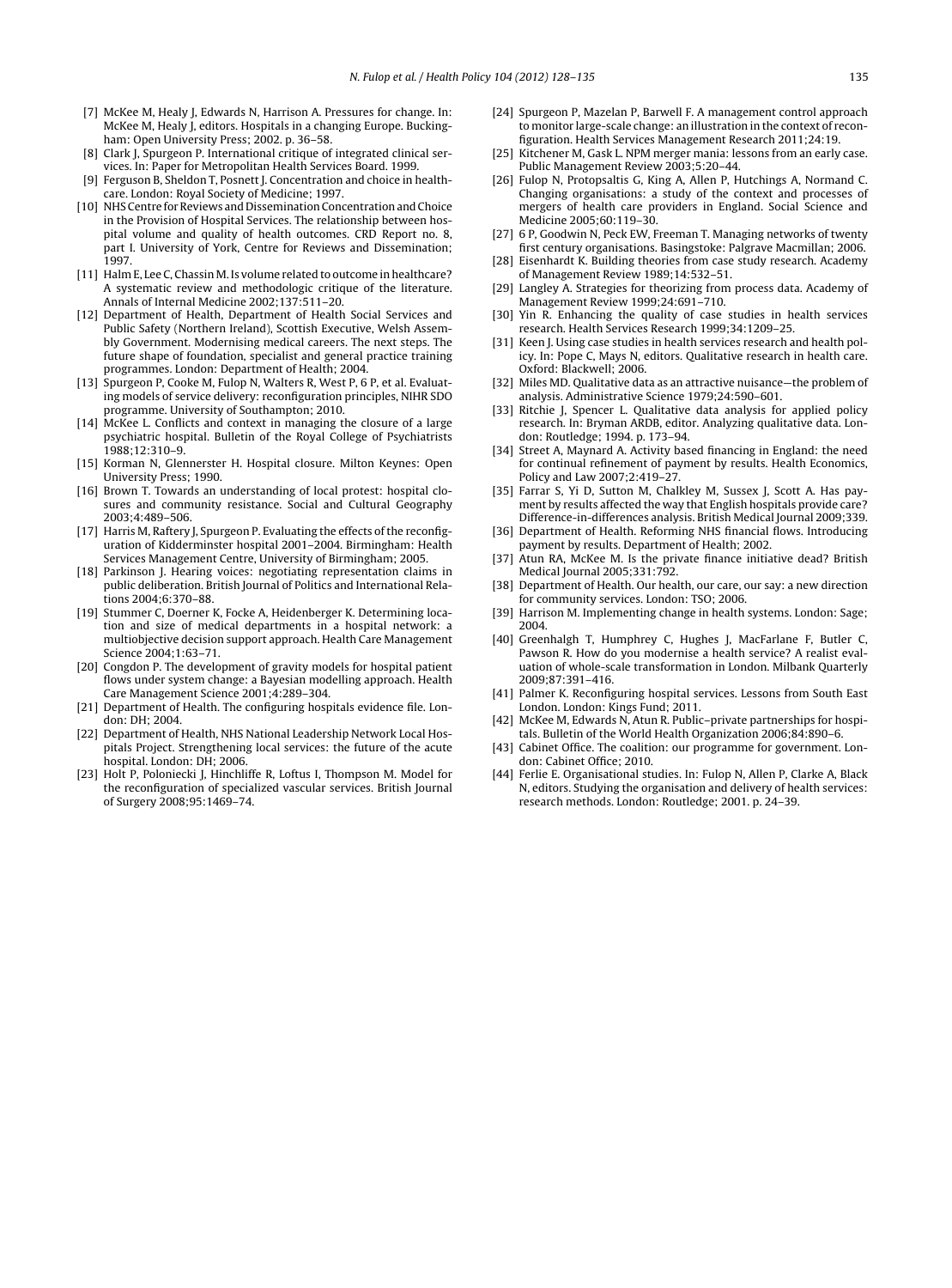[7] McKee M, Healy J, Edwards N, Harrison A. Pressures for change. In: McKee M, Healy J, editors. Hospitals in a changing Europe. Buckingham: Open University Press; 2002. p. 36–58.

[8] Clark J, Spurgeon P. International critique of integrated clinical services. In: Paper for Metropolitan Health Services Board. 1999.

[9] Ferguson B, Sheldon T, Posnett J. Concentration and choice in healthcare. London: Royal Society of Medicine; 1997.

[10] NHS Centre for Reviews and Dissemination Concentration and Choice in the Provision of Hospital Services. The relationship between hospital volume and quality of health outcomes. CRD Report no. 8, part I. University of York, Centre for Reviews and Dissemination; 1997.

[11] Halm E, Lee C, Chassin M. Is volume related to outcome in healthcare? A systematic review and methodologic critique of the literature. Annals of Internal Medicine 2002;137:511–20.

[12] Department of Health, Department of Health Social Services and Public Safety (Northern Ireland), Scottish Executive, Welsh Assembly Government. Modernising medical careers. The next steps. The future shape of foundation, specialist and general practice training programmes. London: Department of Health; 2004.

[13] Spurgeon P, Cooke M, Fulop N, Walters R, West P, 6 P, et al. Evaluating models of service delivery: reconfiguration principles, NIHR SDO programme. University of Southampton; 2010.

[14] McKee L. Conflicts and context in managing the closure of a large psychiatric hospital. Bulletin of the Royal College of Psychiatrists 1988;12:310–9.

[15] Korman N, Glennerster H. Hospital closure. Milton Keynes: Open University Press; 1990.

[16] Brown T. Towards an understanding of local protest: hospital closures and community resistance. Social and Cultural Geography 2003;4:489–506.

[17] Harris M, Raftery J, Spurgeon P. Evaluating the effects of the reconfiguration of Kidderminster hospital 2001–2004. Birmingham: Health Services Management Centre, University of Birmingham; 2005.

[18] Parkinson J. Hearing voices: negotiating representation claims in public deliberation. British Journal of Politics and International Relations 2004;6:370–88.

[19] Stummer C, Doerner K, Focke A, Heidenberger K. Determining location and size of medical departments in a hospital network: a multiobjective decision support approach. Health Care Management Science 2004;1:63–71.

[20] Congdon P. The development of gravity models for hospital patient flows under system change: a Bayesian modelling approach. Health Care Management Science 2001;4:289–304.

[21] Department of Health. The configuring hospitals evidence file. London: DH; 2004.

[22] Department of Health, NHS National Leadership Network Local Hospitals Project. Strengthening local services: the future of the acute hospital. London: DH; 2006.

[23] Holt P, Poloniecki J, Hinchliffe R, Loftus I, Thompson M. Model for the reconfiguration of specialized vascular services. British Journal of Surgery 2008;95:1469–74.

[24] Spurgeon P, Mazelan P, Barwell F. A management control approach to monitor large-scale change: an illustration in the context of reconfiguration. Health Services Management Research 2011;24:19.

[25] Kitchener M, Gask L. NPM merger mania: lessons from an early case. Public Management Review 2003;5:20–44.

[26] Fulop N, Protopsaltis G, King A, Allen P, Hutchings A, Normand C. Changing organisations: a study of the context and processes of mergers of health care providers in England. Social Science and Medicine 2005;60:119–30.

[27] 6 P, Goodwin N, Peck EW, Freeman T. Managing networks of twenty first century organisations. Basingstoke: Palgrave Macmillan; 2006.

[28] Eisenhardt K. Building theories from case study research. Academy of Management Review 1989;14:532–51.

[29] Langley A. Strategies for theorizing from process data. Academy of Management Review 1999;24:691–710.

[30] Yin R. Enhancing the quality of case studies in health services research. Health Services Research 1999;34:1209–25.

[31] Keen J. Using case studies in health services research and health policy. In: Pope C, Mays N, editors. Qualitative research in health care. Oxford: Blackwell; 2006.

[32] Miles MD. Qualitative data as an attractive nuisance—the problem of analysis. Administrative Science 1979;24:590–601.

[33] Ritchie J, Spencer L. Qualitative data analysis for applied policy research. In: Bryman ARDB, editor. Analyzing qualitative data. London: Routledge; 1994. p. 173–94.

[34] Street A, Maynard A. Activity based financing in England: the need for continual refinement of payment by results. Health Economics, Policy and Law 2007;2:419–27.

[35] Farrar S, Yi D, Sutton M, Chalkley M, Sussex J, Scott A. Has payment by results affected the way that English hospitals provide care? Difference-in-differences analysis. British Medical Journal 2009;339.

[36] Department of Health. Reforming NHS financial flows. Introducing payment by results. Department of Health; 2002.

[37] Atun RA, McKee M. Is the private finance initiative dead? British Medical Journal 2005;331:792.

[38] Department of Health. Our health, our care, our say: a new direction for community services. London: TSO; 2006.

[39] Harrison M. Implementing change in health systems. London: Sage; 2004.

[40] Greenhalgh T, Humphrey C, Hughes J, MacFarlane F, Butler C, Pawson R. How do you modernise a health service? A realist evaluation of whole-scale transformation in London. Milbank Quarterly 2009;87:391–416.

[41] Palmer K. Reconfiguring hospital services. Lessons from South East London. London: Kings Fund; 2011.

[42] McKee M, Edwards N, Atun R. Public–private partnerships for hospitals. Bulletin of the World Health Organization 2006;84:890–6.

[43] Cabinet Office. The coalition: our programme for government. London: Cabinet Office; 2010.

[44] Ferlie E. Organisational studies. In: Fulop N, Allen P, Clarke A, Black N, editors. Studying the organisation and delivery of health services: research methods. London: Routledge; 2001. p. 24–39.